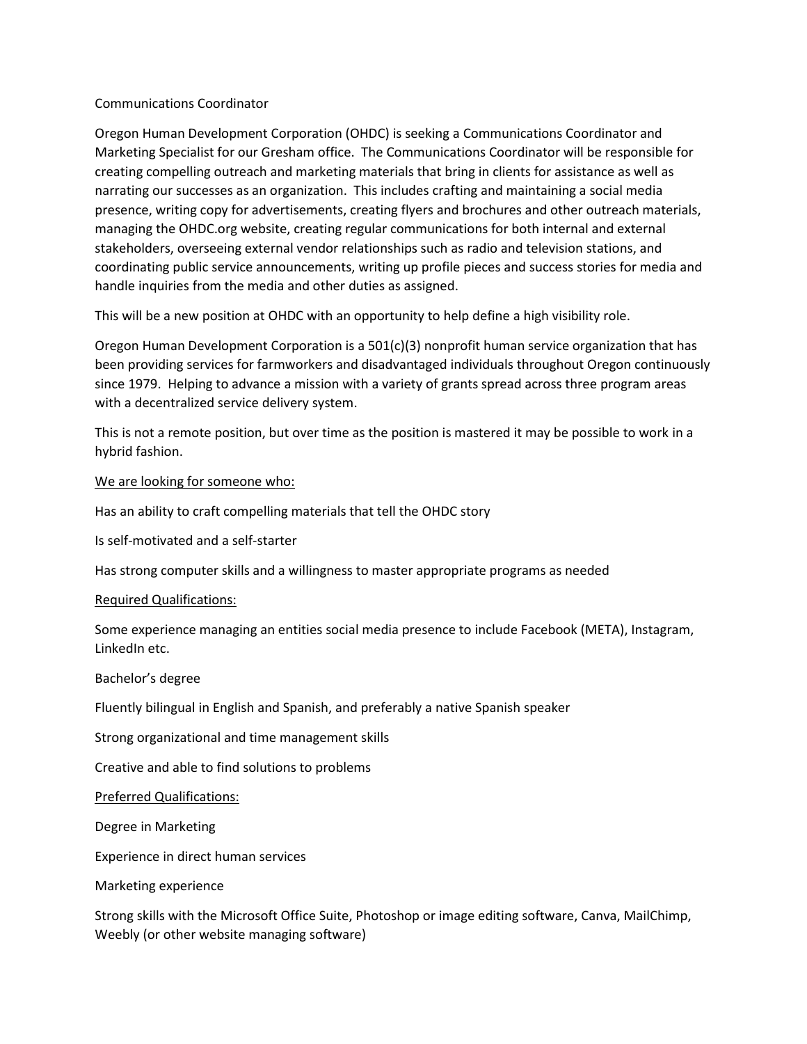# Communications Coordinator

Oregon Human Development Corporation (OHDC) is seeking a Communications Coordinator and Marketing Specialist for our Gresham office. The Communications Coordinator will be responsible for creating compelling outreach and marketing materials that bring in clients for assistance as well as narrating our successes as an organization. This includes crafting and maintaining a social media presence, writing copy for advertisements, creating flyers and brochures and other outreach materials, managing the OHDC.org website, creating regular communications for both internal and external stakeholders, overseeing external vendor relationships such as radio and television stations, and coordinating public service announcements, writing up profile pieces and success stories for media and handle inquiries from the media and other duties as assigned.

This will be a new position at OHDC with an opportunity to help define a high visibility role.

Oregon Human Development Corporation is a 501(c)(3) nonprofit human service organization that has been providing services for farmworkers and disadvantaged individuals throughout Oregon continuously since 1979. Helping to advance a mission with a variety of grants spread across three program areas with a decentralized service delivery system.

This is not a remote position, but over time as the position is mastered it may be possible to work in a hybrid fashion.

<u>We are looking for someone who:</u>

Has an ability to craft compelling materials that tell the OHDC story

Is self-motivated and a self-starter

Has strong computer skills and a willingness to master appropriate programs as needed

<u>Required Qualifications:</u>

Some experience managing an entities social media presence to include Facebook (META), Instagram, LinkedIn etc.

Bachelor's degree

Fluently bilingual in English and Spanish, and preferably a native Spanish speaker

Strong organizational and time management skills

Creative and able to find solutions to problems

<u>Preferred Qualifications:</u>

Degree in Marketing

Experience in direct human services

Marketing experience

Strong skills with the Microsoft Office Suite, Photoshop or image editing software, Canva, MailChimp, Weebly (or other website managing software)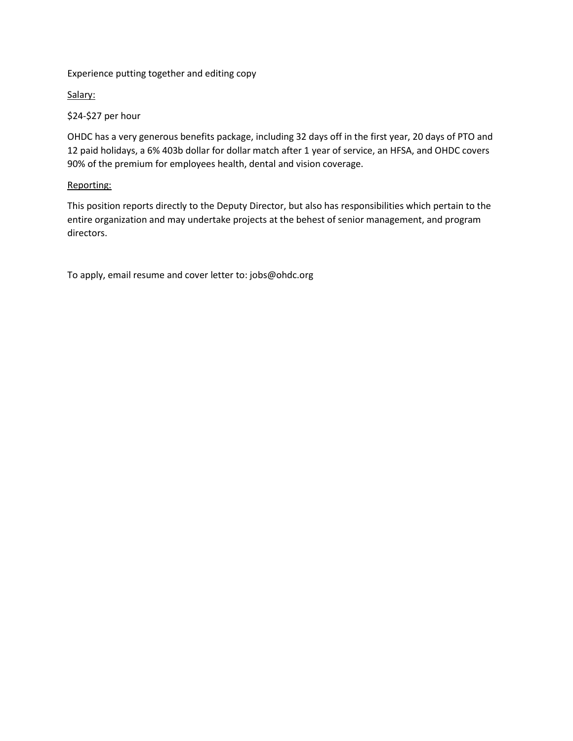Experience putting together and editing copy

<u>Salary:</u>

$24-$27 per hour

OHDC has a very generous benefits package, including 32 days off in the first year, 20 days of PTO and 12 paid holidays, a 6% 403b dollar for dollar match after 1 year of service, an HFSA, and OHDC covers 90% of the premium for employees health, dental and vision coverage.

<u>Reporting:</u>

This position reports directly to the Deputy Director, but also has responsibilities which pertain to the entire organization and may undertake projects at the behest of senior management, and program directors.

To apply, email resume and cover letter to: jobs@ohdc.org